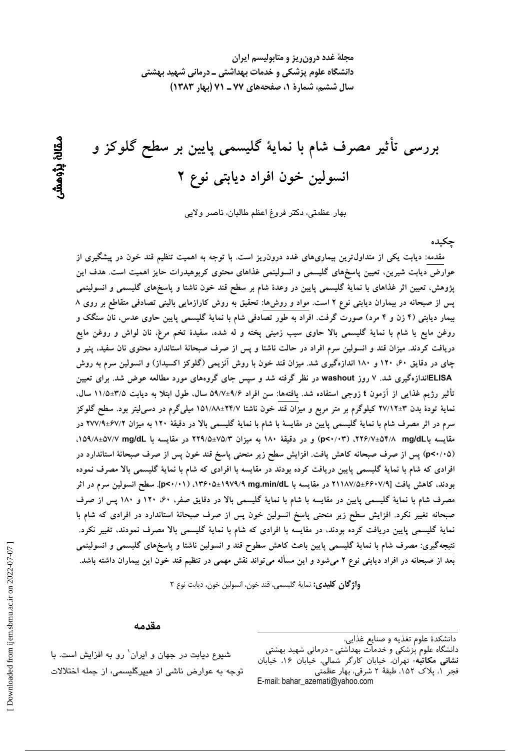# بررسی تأثیر مصرف شام با نمایهٔ گلیسمی پایین بر سطح گلوکز و انسولین خون افراد دیابتی نوع ۲

مقالهٔ پژوهشی

بهار عظمتی، دکتر فروغ اعظم طالبان، ناصر ولایی

## چکیده

مقدمه: دیابت یکی از متداول‌ترین بیماری‌های غدد درون‌ریز است. با توجه به اهمیت تنظیم قند خون در پیشگیری از عوارض دیابت شیرین، تعیین پاسخ‌های گلیسمی و انسولینمی غذاهای محتوی کربوهیدرات حایز اهمیت است. هدف این پژوهش، تعیین اثر غذاهای با نمایهٔ گلیسمی پایین در وعدهٔ شام بر سطح قند خون ناشتا و پاسخ‌های گلیسمی و انسولینمی پس از صبحانه در بیماران دیابتی نوع ۲ است. مواد و روش‌ها: تحقیق به روش کارآزمایی بالینی تصادفی متقاطع بر روی ۸ بیمار دیابتی (۴ زن و ۴ مرد) صورت گرفت. افراد به طور تصادفی شام با نمایهٔ گلیسمی پایین حاوی عدس، نان سنگک و روغن مایع یا شام با نمایهٔ گلیسمی بالا حاوی سیب زمینی پخته و له شده، سفیدهٔ تخم مرغ، نان لواش و روغن مایع دریافت کردند. میزان قند و انسولین سرم افراد در حالت ناشتا و پس از صرف صبحانهٔ استاندارد محتوی نان سفید، پنیر و چای در دقایق ۶۰، ۱۲۰ و ۱۸۰ اندازه‌گیری شد. میزان قند خون با روش آنزیمی (گلوکز اکسیداز) و انسولین سرم به روش ELISAاندازه‌گیری شد. ۷ روز washout در نظر گرفته شد و سپس جای گروه‌های مورد مطالعه عوض شد. برای تعیین تأثیر رژیم غذایی از آزمون t زوجی استفاده شد. یافته‌ها: سن افراد ۵۹/۷±۹/۶ سال، طول ابتلا به دیابت ۱۱/۵±۳/۵ سال، نمایهٔ تودهٔ بدن ۲۷/۱۲±۳ کیلوگرم بر متر مربع و میزان قند خون ناشتا ۱۵۱/۸۸±۲۴/۷ میلی‌گرم در دسی‌لیتر بود. سطح گلوکز سرم در اثر مصرف شام با نمایهٔ گلیسمی پایین در مقایسهٔ با شام با نمایهٔ گلیسمی بالا در دقیقهٔ ۱۲۰ به میزان ۲۷۷/۹±۶۷/۲ در مقایسه با ۲۲۶/۷±۵۴/۸ mg/dL، (p<۰/۰۳) و در دقیقهٔ ۱۸۰ به میزان ۲۲۹/۵±۷۵/۳ در مقایسه با ۱۵۹/۸±۵۷/۷ mg/dL، (p<۰/۰۵) پس از صرف صبحانه کاهش یافت. افزایش سطح زیر منحنی پاسخ قند خون پس از صرف صبحانهٔ استاندارد در افرادی که شام با نمایهٔ گلیسمی پایین دریافت کرده بودند در مقایسه با افرادی که شام با نمایهٔ گلیسمی بالا مصرف نموده بودند، کاهش یافت [۲۱۱۸۷/۵±۶۶۰۷/۹ در مقایسه با ۱۳۶۰۵±۱۹۷۹/۹ mg.min/dL، (p<۰/۰۱)]. سطح انسولین سرم در اثر مصرف شام با نمایهٔ گلیسمی پایین در مقایسه با شام با نمایهٔ گلیسمی بالا در دقایق صفر، ۶۰، ۱۲۰ و ۱۸۰ پس از صرف صبحانه تغییر نکرد. افزایش سطح زیر منحنی پاسخ انسولین خون پس از صرف صبحانهٔ استاندارد در افرادی که شام با نمایهٔ گلیسمی پایین دریافت کرده بودند، در مقایسه با افرادی که شام با نمایهٔ گلیسمی بالا مصرف نمودند، تغییر نکرد. نتیجه‌گیری: مصرف شام با نمایهٔ گلیسمی پایین باعث کاهش سطوح قند و انسولین ناشتا و پاسخ‌های گلیسمی و انسولینمی بعد از صبحانه در افراد دیابتی نوع ۲ می‌شود و این مسأله می‌تواند نقش مهمی در تنظیم قند خون این بیماران داشته باشد.

**واژگان کلیدی:** نمایهٔ گلیسمی، قند خون، انسولین خون، دیابت نوع ۲

## مقدمه

شیوع دیابت در جهان و ایران[1] رو به افزایش است. با توجه به عوارض ناشی از هیپرگلیسمی، از جمله اختلالات

---

دانشکدهٔ علوم تغذیه و صنایع غذایی،
دانشگاه علوم پزشکی و خدمات بهداشتی - درمانی شهید بهشتی
**نشانی مکاتبه:** تهران، خیابان کارگر شمالی، خیابان ۱۶، خیابان فجر ۱، پلاک ۱۵۲، طبقهٔ ۲ شرقی، بهار عظمتی
E-mail: bahar_azemati@yahoo.com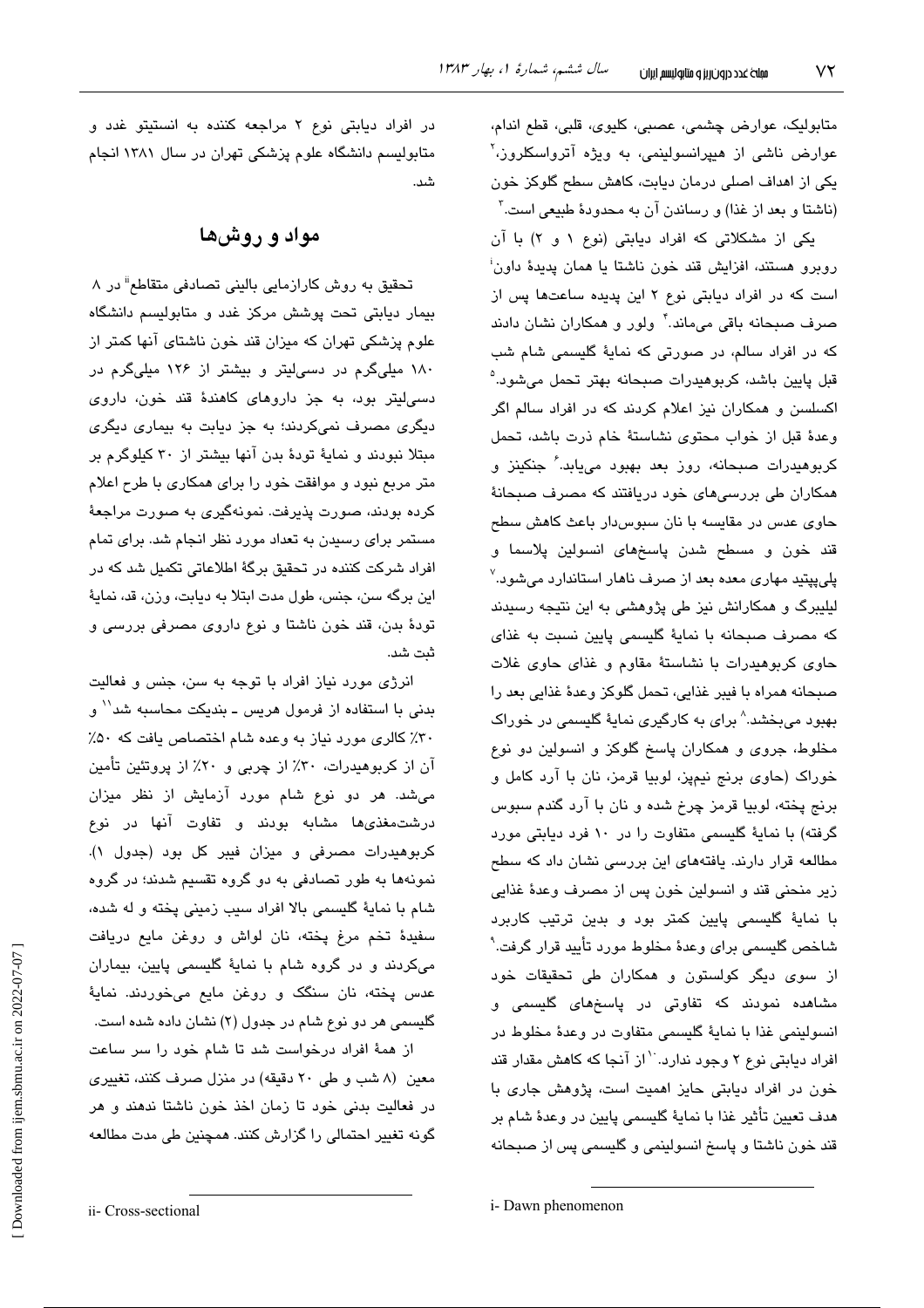متابولیک، عوارض چشمی، عصبی، کلیوی، قلبی، قطع اندام، عوارض ناشی از هیپرانسولینمی، به ویژه آترواسکلروز.[2] یکی از اهداف اصلی درمان دیابت، کاهش سطح گلوکز خون (ناشتا و بعد از غذا) و رساندن آن به محدودهٔ طبیعی است.[3]

یکی از مشکلاتی که افراد دیابتی (نوع ۱ و ۲) با آن روبرو هستند، افزایش قند خون ناشتا یا همان پدیدهٔ داون[i] است که در افراد دیابتی نوع ۲ این پدیده ساعت‌ها پس از صرف صبحانه باقی می‌ماند.[4] ولور و همکاران نشان دادند که در افراد سالم، در صورتی که نمایهٔ گلیسمی شام شب قبل پایین باشد، کربوهیدرات صبحانه بهتر تحمل می‌شود.[5] اکسلسن و همکاران نیز اعلام کردند که در افراد سالم اگر وعدهٔ قبل از خواب محتوی نشاستهٔ خام ذرت باشد، تحمل کربوهیدرات صبحانه، روز بعد بهبود می‌یابد.[6] جنکینز و همکاران طی بررسی‌های خود دریافتند که مصرف صبحانهٔ حاوی عدس در مقایسه با نان سبوس‌دار باعث کاهش سطح قند خون و مسطح شدن پاسخ‌های انسولین پلاسما و پلی‌پپتید مهاری معده بعد از صرف ناهار استاندارد می‌شود.[7] لیلیبرگ و همکارانش نیز طی پژوهشی به این نتیجه رسیدند که مصرف صبحانه با نمایهٔ گلیسمی پایین نسبت به غذای حاوی کربوهیدرات با نشاستهٔ مقاوم و غذای حاوی غلات صبحانه همراه با فیبر غذایی، تحمل گلوکز وعدهٔ غذایی بعد را بهبود می‌بخشد.[8] برای به کارگیری نمایهٔ گلیسمی در خوراک مخلوط، جروی و همکاران پاسخ گلوکز و انسولین دو نوع خوراک (حاوی برنج نیم‌پز، لوبیا قرمز، نان با آرد کامل و برنج پخته، لوبیا قرمز چرخ شده و نان با آرد گندم سبوس گرفته) با نمایهٔ گلیسمی متفاوت را در ۱۰ فرد دیابتی مورد مطالعه قرار دارند. یافته‌های این بررسی نشان داد که سطح زیر منحنی قند و انسولین خون پس از مصرف وعدهٔ غذایی با نمایهٔ گلیسمی پایین کمتر بود و بدین ترتیب کاربرد شاخص گلیسمی برای وعدهٔ مخلوط مورد تأیید قرار گرفت.[9] از سوی دیگر کولستون و همکاران طی تحقیقات خود مشاهده نمودند که تفاوتی در پاسخ‌های گلیسمی و انسولینمی غذا با نمایهٔ گلیسمی متفاوت در وعدهٔ مخلوط در افراد دیابتی نوع ۲ وجود ندارد.[10] از آنجا که کاهش مقدار قند خون در افراد دیابتی حایز اهمیت است، پژوهش جاری با هدف تعیین تأثیر غذا با نمایهٔ گلیسمی پایین در وعدهٔ شام بر قند خون ناشتا و پاسخ انسولینمی و گلیسمی پس از صبحانه در افراد دیابتی نوع ۲ مراجعه کننده به انستیتو غدد و متابولیسم دانشگاه علوم پزشکی تهران در سال ۱۳۸۱ انجام شد.

## مواد و روش‌ها

تحقیق به روش کارازمایی بالینی تصادفی متقاطع[ii] در ۸ بیمار دیابتی تحت پوشش مرکز غدد و متابولیسم دانشگاه علوم پزشکی تهران که میزان قند خون ناشتای آنها کمتر از ۱۸۰ میلی‌گرم در دسی‌لیتر و بیشتر از ۱۲۶ میلی‌گرم در دسی‌لیتر بود، به جز داروهای کاهندهٔ قند خون، داروی دیگری مصرف نمی‌کردند؛ به جز دیابت به بیماری دیگری مبتلا نبودند و نمایهٔ تودهٔ بدن آنها بیشتر از ۳۰ کیلوگرم بر متر مربع نبود و موافقت خود را برای همکاری با طرح اعلام کرده بودند، صورت پذیرفت. نمونه‌گیری به صورت مراجعهٔ مستمر برای رسیدن به تعداد مورد نظر انجام شد. برای تمام افراد شرکت کننده در تحقیق برگهٔ اطلاعاتی تکمیل شد که در این برگه سن، جنس، طول مدت ابتلا به دیابت، وزن، قد، نمایهٔ تودهٔ بدن، قند خون ناشتا و نوع داروی مصرفی بررسی و ثبت شد.

انرژی مورد نیاز افراد با توجه به سن، جنس و فعالیت بدنی با استفاده از فرمول هریس ـ بندیکت محاسبه شد[11] و ۳۰٪ کالری مورد نیاز به وعده شام اختصاص یافت که ۵۰٪ آن از کربوهیدرات، ۳۰٪ از چربی و ۲۰٪ از پروتئین تأمین می‌شد. هر دو نوع شام مورد آزمایش از نظر میزان درشت‌مغذی‌ها مشابه بودند و تفاوت آنها در نوع کربوهیدرات مصرفی و میزان فیبر کل بود (جدول ۱). نمونه‌ها به طور تصادفی به دو گروه تقسیم شدند؛ در گروه شام با نمایهٔ گلیسمی بالا افراد سیب زمینی پخته و له شده، سفیدهٔ تخم مرغ پخته، نان لواش و روغن مایع دریافت می‌کردند و در گروه شام با نمایهٔ گلیسمی پایین، بیماران عدس پخته، نان سنگک و روغن مایع می‌خوردند. نمایهٔ گلیسمی هر دو نوع شام در جدول (۲) نشان داده شده است.

از همهٔ افراد درخواست شد تا شام خود را سر ساعت معین (۸ شب و طی ۲۰ دقیقه) در منزل صرف کنند، تغییری در فعالیت بدنی خود تا زمان اخذ خون ناشتا ندهند و هر گونه تغییر احتمالی را گزارش کنند. همچنین طی مدت مطالعه

i- Dawn phenomenon

ii- Cross-sectional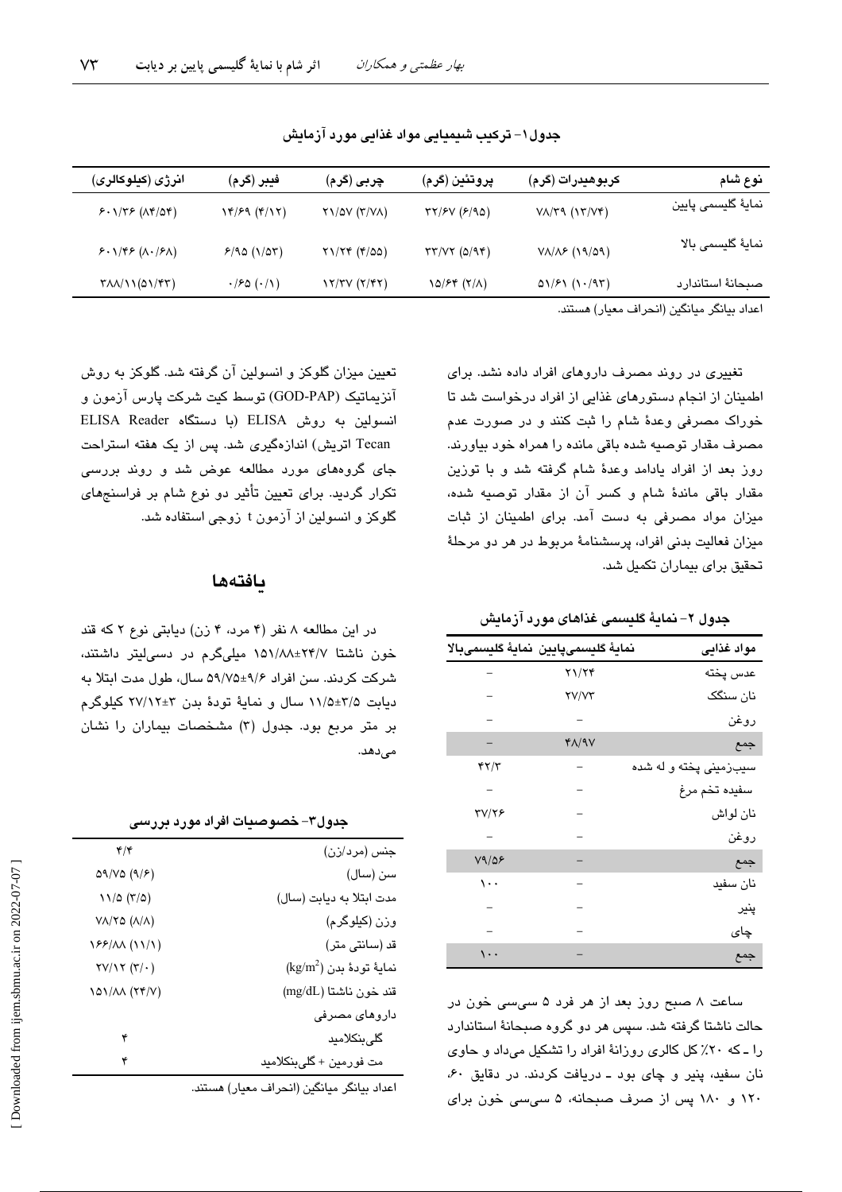جدول۱- ترکیب شیمیایی مواد غذایی مورد آزمایش

| نوع شام | کربوهیدرات (گرم) | پروتئین (گرم) | چربی (گرم) | فیبر (گرم) | انرژی (کیلوکالری) |
|---|---|---|---|---|---|
| نمایهٔ گلیسمی پایین | ۷۸/۳۹ (۱۳/۷۴) | ۳۲/۶۷ (۶/۹۵) | ۲۱/۵۷ (۳/۷۸) | ۱۴/۶۹ (۴/۱۲) | ۶۰۱/۳۶ (۸۴/۵۴) |
| نمایهٔ گلیسمی بالا | ۷۸/۸۶ (۱۹/۵۹) | ۳۳/۷۲ (۵/۹۴) | ۲۱/۲۴ (۴/۵۵) | ۶/۹۵ (۱/۵۳) | ۶۰۱/۴۶ (۸۰/۶۸) |
| صبحانهٔ استاندارد | ۵۱/۶۱ (۱۰/۹۳) | ۱۵/۶۴ (۲/۸) | ۱۲/۳۷ (۲/۴۲) | ۰/۶۵ (۰/۱) | ۳۸۸/۱۱(۵۱/۴۳) |

اعداد بیانگر میانگین (انحراف معیار) هستند.

تغییری در روند مصرف داروهای افراد داده نشد. برای اطمینان از انجام دستورهای غذایی از افراد درخواست شد تا خوراک مصرفی وعدهٔ شام را ثبت کنند و در صورت عدم مصرف مقدار توصیه شده باقی مانده را همراه خود بیاورند. روز بعد از افراد یادامد وعدهٔ شام گرفته شد و با توزین مقدار باقی ماندهٔ شام و کسر آن از مقدار توصیه شده، میزان مواد مصرفی به دست آمد. برای اطمینان از ثبات میزان فعالیت بدنی افراد، پرسشنامهٔ مربوط در هر دو مرحلهٔ تحقیق برای بیماران تکمیل شد.

جدول ۲- نمایهٔ گلیسمی غذاهای مورد آزمایش

| مواد غذایی | نمایهٔ گلیسمی‌پایین | نمایهٔ گلیسمی‌بالا |
|---|---|---|
| عدس پخته | ۲۱/۲۴ | – |
| نان سنگک | ۲۷/۷۳ | – |
| روغن | – | – |
| جمع | ۴۸/۹۷ | – |
| سیب‌زمینی پخته و له شده | – | ۴۲/۳ |
| سفیده تخم مرغ | – | – |
| نان لواش | – | ۳۷/۲۶ |
| روغن | – | – |
| جمع | – | ۷۹/۵۶ |
| نان سفید | – | ۱۰۰ |
| پنیر | – | – |
| چای | – | – |
| جمع | – | ۱۰۰ |

ساعت ۸ صبح روز بعد از هر فرد ۵ سی‌سی خون در حالت ناشتا گرفته شد. سپس هر دو گروه صبحانهٔ استاندارد را ـ که ۲۰٪ کل کالری روزانهٔ افراد را تشکیل می‌داد و حاوی نان سفید، پنیر و چای بود ـ دریافت کردند. در دقایق ۶۰، ۱۲۰ و ۱۸۰ پس از صرف صبحانه، ۵ سی‌سی خون برای تعیین میزان گلوکز و انسولین آن گرفته شد. گلوکز به روش آنزیماتیک (GOD-PAP) توسط کیت شرکت پارس آزمون و انسولین به روش ELISA (با دستگاه ELISA Reader Tecan اتریش) اندازه‌گیری شد. پس از یک هفته استراحت جای گروه‌های مورد مطالعه عوض شد و روند بررسی تکرار گردید. برای تعیین تأثیر دو نوع شام بر فراسنج‌های گلوکز و انسولین از آزمون t زوجی استفاده شد.

## یافته‌ها

در این مطالعه ۸ نفر (۴ مرد، ۴ زن) دیابتی نوع ۲ که قند خون ناشتا ۲۴/۷±۱۵۱/۸۸ میلی‌گرم در دسی‌لیتر داشتند، شرکت کردند. سن افراد ۹/۶±۵۹/۷۵ سال، طول مدت ابتلا به دیابت ۳/۵±۱۱/۵ سال و نمایهٔ تودهٔ بدن ۳±۲۷/۱۲ کیلوگرم بر متر مربع بود. جدول (۳) مشخصات بیماران را نشان می‌دهد.

جدول۳- خصوصیات افراد مورد بررسی

| | |
|---|---|
| جنس (مرد/زن) | ۴/۴ |
| سن (سال) | ۵۹/۷۵ (۹/۶) |
| مدت ابتلا به دیابت (سال) | ۱۱/۵ (۳/۵) |
| وزن (کیلوگرم) | ۷۸/۲۵ (۸/۸) |
| قد (سانتی متر) | ۱۶۶/۸۸ (۱۱/۱) |
| نمایهٔ تودهٔ بدن ($kg/m^2$) | ۲۷/۱۲ (۳/۰) |
| قند خون ناشتا (mg/dL) | ۱۵۱/۸۸ (۲۴/۷) |
| داروهای مصرفی | |
| گلی‌بنکلامید | ۴ |
| مت فورمین + گلی‌بنکلامید | ۴ |

اعداد بیانگر میانگین (انحراف معیار) هستند.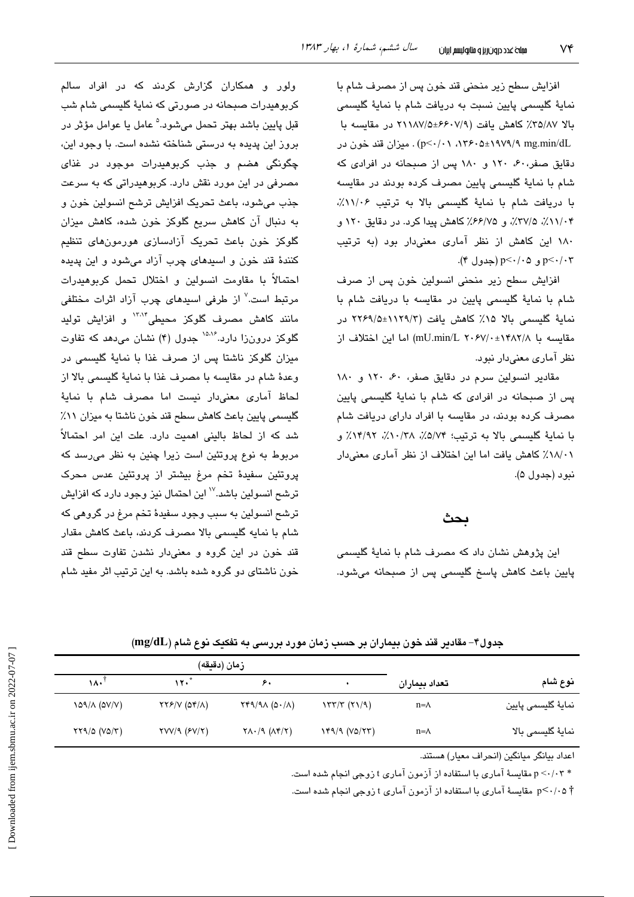افزایش سطح زیر منحنی قند خون پس از مصرف شام با نمایهٔ گلیسمی پایین نسبت به دریافت شام با نمایهٔ گلیسمی بالا ۳۵/۸۷٪ کاهش یافت (۶۶۰۷/۹±۲۱۱۸۷/۵ در مقایسه با ۱۹۷۹/۹±۱۳۶۰۵ mg.min/dL، $p<0.01$) . میزان قند خون در دقایق صفر، ۶۰، ۱۲۰ و ۱۸۰ پس از صبحانه در افرادی که شام با نمایهٔ گلیسمی پایین مصرف کرده بودند در مقایسه با دریافت شام با نمایهٔ گلیسمی بالا به ترتیب ۱۱/۰۶٪، ۱۱/۰۴٪، ۳۷/۵٪، و ۶۶/۷۵٪ کاهش پیدا کرد. در دقایق ۱۲۰ و ۱۸۰ این کاهش از نظر آماری معنی‌دار بود (به ترتیب $p<0.03$ و $p<0.05$) (جدول ۴).

افزایش سطح زیر منحنی انسولین خون پس از صرف شام با نمایهٔ گلیسمی پایین در مقایسه با دریافت شام با نمایهٔ گلیسمی بالا ۱۵٪ کاهش یافت (۱۱۲۹/۳±۲۲۶۹/۵ در مقایسه با ۱۴۸۲/۸±۲۰۶۷/۰ mU.min/L) اما این اختلاف از نظر آماری معنی‌دار نبود.

مقادیر انسولین سرم در دقایق صفر، ۶۰، ۱۲۰ و ۱۸۰ پس از صبحانه در افرادی که شام با نمایهٔ گلیسمی پایین مصرف کرده بودند، در مقایسه با افراد دارای دریافت شام با نمایهٔ گلیسمی بالا به ترتیب؛ ۵/۷۴٪، ۱۰/۳۸٪، ۱۴/۹۲٪ و ۱۸/۰۱٪ کاهش یافت اما این اختلاف از نظر آماری معنی‌دار نبود (جدول ۵).

## بحث

این پژوهش نشان داد که مصرف شام با نمایهٔ گلیسمی پایین باعث کاهش پاسخ گلیسمی پس از صبحانه می‌شود.

ولور و همکاران گزارش کردند که در افراد سالم کربوهیدرات صبحانه در صورتی که نمایهٔ گلیسمی شام شب قبل پایین باشد بهتر تحمل می‌شود.[5] عامل یا عوامل مؤثر در بروز این پدیده به درستی شناخته نشده است. با وجود این، چگونگی هضم و جذب کربوهیدرات موجود در غذای مصرفی در این مورد نقش دارد. کربوهیدراتی که به سرعت جذب می‌شود، باعث تحریک افزایش ترشح انسولین خون و به دنبال آن کاهش سریع گلوکز خون شده، کاهش میزان گلوکز خون باعث تحریک آزادسازی هورمون‌های تنظیم کنندهٔ قند خون و اسیدهای چرب آزاد می‌شود و این پدیده احتمالاً با مقاومت انسولین و اختلال تحمل کربوهیدرات مرتبط است.[7] از طرفی اسیدهای چرب آزاد اثرات مختلفی مانند کاهش مصرف گلوکز محیطی[13,14] و افزایش تولید گلوکز درون‌زا دارد.[15,16] جدول (۴) نشان می‌دهد که تفاوت میزان گلوکز ناشتا پس از صرف غذا با نمایهٔ گلیسمی در وعدهٔ شام در مقایسه با مصرف غذا با نمایهٔ گلیسمی بالا از لحاظ آماری معنی‌دار نیست اما مصرف شام با نمایهٔ گلیسمی پایین باعث کاهش سطح قند خون ناشتا به میزان ۱۱٪ شد که از لحاظ بالینی اهمیت دارد. علت این امر احتمالاً مربوط به نوع پروتئین است زیرا چنین به نظر می‌رسد که پروتئین سفیدهٔ تخم مرغ بیشتر از پروتئین عدس محرک ترشح انسولین باشد.[17] این احتمال نیز وجود دارد که افزایش ترشح انسولین به سبب وجود سفیدهٔ تخم مرغ در گروهی که شام با نمایه گلیسمی بالا مصرف کردند، باعث کاهش مقدار قند خون در این گروه و معنی‌دار نشدن تفاوت سطح قند خون ناشتای دو گروه شده باشد. به این ترتیب اثر مفید شام

جدول۴- مقادیر قند خون بیماران بر حسب زمان مورد بررسی به تفکیک نوع شام (mg/dL)

| نوع شام | تعداد بیماران | زمان (دقیقه) | | | |
|---|---|---|---|---|---|
| | | ۰ | ۶۰ | *۱۲۰ | †۱۸۰ |
| نمایهٔ گلیسمی پایین | n=۸ | ۱۳۳/۳ (۲۱/۹) | ۲۴۹/۹۸ (۵۰/۸) | ۲۲۶/۷ (۵۴/۸) | ۱۵۹/۸ (۵۷/۷) |
| نمایهٔ گلیسمی بالا | n=۸ | ۱۴۹/۹ (۷۵/۲۳) | ۲۸۰/۹ (۸۴/۲) | ۲۷۷/۹ (۶۷/۲) | ۲۲۹/۵ (۷۵/۳) |

اعداد بیانگر میانگین (انحراف معیار) هستند.

* $p<0.03$ مقایسهٔ آماری با استفاده از آزمون آماری t زوجی انجام شده است.

† $p<0.05$ مقایسهٔ آماری با استفاده از آزمون آماری t زوجی انجام شده است.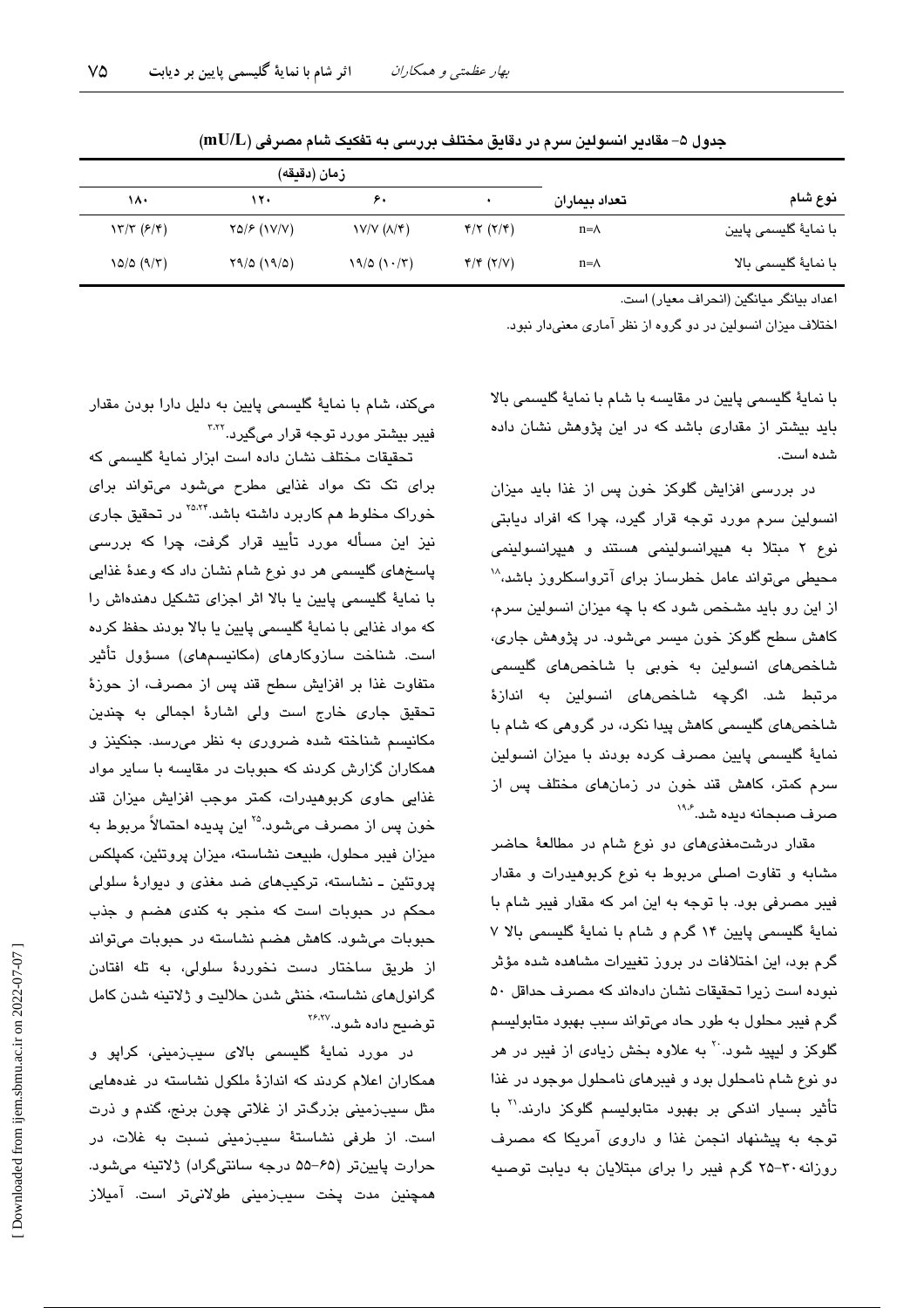جدول ۵- مقادیر انسولین سرم در دقایق مختلف بررسی به تفکیک شام مصرفی (mU/L)

| نوع شام | تعداد بیماران | زمان (دقیقه) | | | |
|---|---|---|---|---|---|
| | | ۰ | ۶۰ | ۱۲۰ | ۱۸۰ |
| با نمایهٔ گلیسمی پایین | n=۸ | ۴/۲ (۲/۴) | ۱۷/۷ (۸/۴) | ۲۵/۶ (۱۷/۷) | ۱۳/۳ (۶/۴) |
| با نمایهٔ گلیسمی بالا | n=۸ | ۴/۴ (۲/۷) | ۱۹/۵ (۱۰/۳) | ۲۹/۵ (۱۹/۵) | ۱۵/۵ (۹/۳) |

اعداد بیانگر میانگین (انحراف معیار) است.

اختلاف میزان انسولین در دو گروه از نظر آماری معنی‌دار نبود.

با نمایهٔ گلیسمی پایین در مقایسه با شام با نمایهٔ گلیسمی بالا باید بیشتر از مقداری باشد که در این پژوهش نشان داده شده است.

در بررسی افزایش گلوکز خون پس از غذا باید میزان انسولین سرم مورد توجه قرار گیرد، چرا که افراد دیابتی نوع ۲ مبتلا به هیپرانسولینمی هستند و هیپرانسولینمی محیطی می‌تواند عامل خطرساز برای آترواسکلروز باشد،[۱۸] از این رو باید مشخص شود که با چه میزان انسولین سرم، کاهش سطح گلوکز خون میسر می‌شود. در پژوهش جاری، شاخص‌های انسولین به خوبی با شاخص‌های گلیسمی مرتبط شد. اگرچه شاخص‌های انسولین به اندازهٔ شاخص‌های گلیسمی کاهش پیدا نکرد، در گروهی که شام با نمایهٔ گلیسمی پایین مصرف کرده بودند با میزان انسولین سرم کمتر، کاهش قند خون در زمان‌های مختلف پس از صرف صبحانه دیده شد.[۱۹،۶]

مقدار درشت‌مغذی‌های دو نوع شام در مطالعهٔ حاضر مشابه و تفاوت اصلی مربوط به نوع کربوهیدرات و مقدار فیبر مصرفی بود. با توجه به این امر که مقدار فیبر شام با نمایهٔ گلیسمی پایین ۱۴ گرم و شام با نمایهٔ گلیسمی بالا ۷ گرم بود، این اختلافات در بروز تغییرات مشاهده شده مؤثر نبوده است زیرا تحقیقات نشان داده‌اند که مصرف حداقل ۵۰ گرم فیبر محلول به طور حاد می‌تواند سبب بهبود متابولیسم گلوکز و لیپید شود.[۲۰] به علاوه بخش زیادی از فیبر در هر دو نوع شام نامحلول بود و فیبرهای نامحلول موجود در غذا تأثیر بسیار اندکی بر بهبود متابولیسم گلوکز دارند.[۲۱] با توجه به پیشنهاد انجمن غذا و داروی آمریکا که مصرف روزانه ۳۰-۲۵ گرم فیبر را برای مبتلایان به دیابت توصیه می‌کند، شام با نمایهٔ گلیسمی پایین به دلیل دارا بودن مقدار فیبر بیشتر مورد توجه قرار می‌گیرد.[۳،۲۲]

تحقیقات مختلف نشان داده است ابزار نمایهٔ گلیسمی که برای تک تک مواد غذایی مطرح می‌شود می‌تواند برای خوراک مخلوط هم کاربرد داشته باشد.[۲۵،۲۴] در تحقیق جاری نیز این مسأله مورد تأیید قرار گرفت، چرا که بررسی پاسخ‌های گلیسمی هر دو نوع شام نشان داد که وعدهٔ غذایی با نمایهٔ گلیسمی پایین یا بالا اثر اجزای تشکیل دهنده‌اش را که مواد غذایی با نمایهٔ گلیسمی پایین یا بالا بودند حفظ کرده است. شناخت سازوکارهای (مکانیسم‌های) مسؤول تأثیر متفاوت غذا بر افزایش سطح قند پس از مصرف، از حوزهٔ تحقیق جاری خارج است ولی اشارهٔ اجمالی به چندین مکانیسم شناخته شده ضروری به نظر می‌رسد. جنکینز و همکاران گزارش کردند که حبوبات در مقایسه با سایر مواد غذایی حاوی کربوهیدرات، کمتر موجب افزایش میزان قند خون پس از مصرف می‌شود.[۲۵] این پدیده احتمالاً مربوط به میزان فیبر محلول، طبیعت نشاسته، میزان پروتئین، کمپلکس پروتئین ـ نشاسته، ترکیب‌های ضد مغذی و دیوارهٔ سلولی محکم در حبوبات است که منجر به کندی هضم و جذب حبوبات می‌شود. کاهش هضم نشاسته در حبوبات می‌تواند از طریق ساختار دست نخوردهٔ سلولی، به تله افتادن گرانول‌های نشاسته، خنثی شدن حلالیت و ژلاتینه شدن کامل توضیح داده شود.[۲۶،۲۷]

در مورد نمایهٔ گلیسمی بالای سیب‌زمینی، کراپو و همکاران اعلام کردند که اندازهٔ ملکول نشاسته در غده‌هایی مثل سیب‌زمینی بزرگ‌تر از غلاتی چون برنج، گندم و ذرت است. از طرفی نشاستهٔ سیب‌زمینی نسبت به غلات، در حرارت پایین‌تر (۶۵-۵۵ درجه سانتی‌گراد) ژلاتینه می‌شود. همچنین مدت پخت سیب‌زمینی طولانی‌تر است. آمیلاز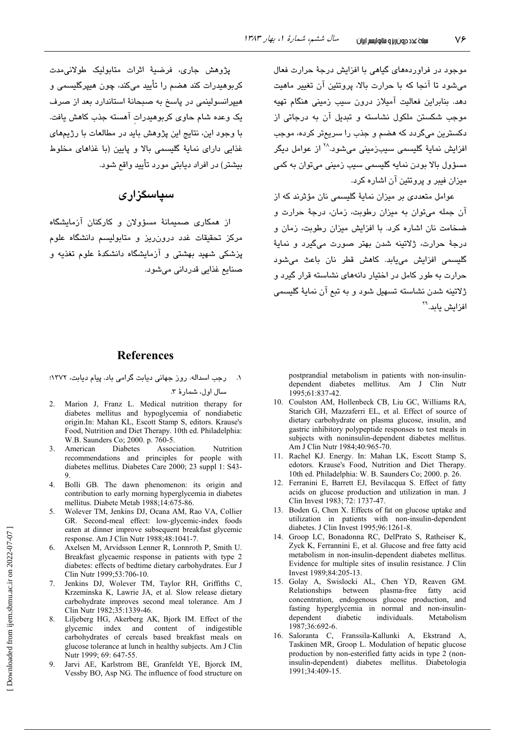موجود در فراوردههای گیاهی با افزایش درجهٔ حرارت فعال میشود تا آنجا که با حرارت بالا، پروتئین آن تغییر ماهیت دهد. بنابراین فعالیت آمیلاز درون سیب زمینی هنگام تهیه موجب شکستن ملکول نشاسته و تبدیل آن به درجاتی از دکسترین میگردد که هضم و جذب را سریعتر کرده، موجب افزایش نمایهٔ گلیسمی سیبزمینی میشود.[28] از عوامل دیگر مسؤول بالا بودن نمایه گلیسمی سیب زمینی میتوان به کمی میزان فیبر و پروتئین آن اشاره کرد.

عوامل متعددی بر میزان نمایهٔ گلیسمی نان مؤثرند که از آن جمله میتوان به میزان رطوبت، زمان، درجهٔ حرارت و ضخامت نان اشاره کرد. با افزایش میزان رطوبت، زمان و درجهٔ حرارت، ژلاتینه شدن بهتر صورت میگیرد و نمایهٔ گلیسمی افزایش مییابد. کاهش قطر نان باعث میشود حرارت به طور کامل در اختیار دانههای نشاسته قرار گیرد و ژلاتینه شدن نشاسته تسهیل شود و به تبع آن نمایهٔ گلیسمی افزایش یابد.[29]

پژوهش جاری، فرضیهٔ اثرات متابولیک طولانیمدت کربوهیدرات کند هضم را تأیید میکند، چون هیپرگلیسمی و هیپرانسولینمی در پاسخ به صبحانهٔ استاندارد بعد از صرف یک وعده شام حاوی کربوهیدرات آهسته جذب کاهش یافت. با وجود این، نتایج این پژوهش باید در مطالعات با رژیمهای غذایی دارای نمایهٔ گلیسمی بالا و پایین (با غذاهای مخلوط بیشتر) در افراد دیابتی مورد تأیید واقع شود.

## سپاسگزاری

از همکاری صمیمانهٔ مسؤولان و کارکنان آزمایشگاه مرکز تحقیقات غدد درونریز و متابولیسم دانشگاه علوم پزشکی شهید بهشتی و آزمایشگاه دانشکدهٔ علوم تغذیه و صنایع غذایی قدردانی میشود.

## References

1. رجب اسداله. روز جهانی دیابت گرامی باد. پیام دیابت، ۱۳۷۲؛ سال اول، شمارهٔ ۳.
2. Marion J, Franz L. Medical nutrition therapy for diabetes mellitus and hypoglycemia of nondiabetic origin.In: Mahan KL, Escott Stamp S, editors. Krause's Food, Nutrition and Diet Therapy. 10th ed. Philadelphia: W.B. Saunders Co; 2000. p. 760-5.
3. American Diabetes Association. Nutrition recommendations and principles for people with diabetes mellitus. Diabetes Care 2000; 23 suppl 1: S43-9.
4. Bolli GB. The dawn phenomenon: its origin and contribution to early morning hyperglycemia in diabetes mellitus. Diabete Metab 1988;14:675-86.
5. Wolever TM, Jenkins DJ, Ocana AM, Rao VA, Collier GR. Second-meal effect: low-glycemic-index foods eaten at dinner improve subsequent breakfast glycemic response. Am J Clin Nutr 1988;48:1041-7.
6. Axelsen M, Arvidsson Lenner R, Lonnroth P, Smith U. Breakfast glycaemic response in patients with type 2 diabetes: effects of bedtime dietary carbohydrates. Eur J Clin Nutr 1999;53:706-10.
7. Jenkins DJ, Wolever TM, Taylor RH, Griffiths C, Krzeminska K, Lawrie JA, et al. Slow release dietary carbohydrate improves second meal tolerance. Am J Clin Nutr 1982;35:1339-46.
8. Liljeberg HG, Akerberg AK, Bjork IM. Effect of the glycemic index and content of indigestible carbohydrates of cereals based breakfast meals on glucose tolerance at lunch in healthy subjects. Am J Clin Nutr 1999; 69: 647-55.
9. Jarvi AE, Karlstrom BE, Granfeldt YE, Bjorck IM, Vessby BO, Asp NG. The influence of food structure on postprandial metabolism in patients with non-insulin-dependent diabetes mellitus. Am J Clin Nutr 1995;61:837-42.
10. Coulston AM, Hollenbeck CB, Liu GC, Williams RA, Starich GH, Mazzaferri EL, et al. Effect of source of dietary carbohydrate on plasma glucose, insulin, and gastric inhibitory polypeptide responses to test meals in subjects with noninsulin-dependent diabetes mellitus. Am J Clin Nutr 1984;40:965-70.
11. Rachel KJ. Energy. In: Mahan LK, Escott Stamp S, edotors. Krause's Food, Nutrition and Diet Therapy. 10th ed. Philadelphia: W. B. Saunders Co; 2000. p. 26.
12. Ferranini E, Barrett EJ, Bevilacqua S. Effect of fatty acids on glucose production and utilization in man. J Clin Invest 1983; 72: 1737-47.
13. Boden G, Chen X. Effects of fat on glucose uptake and utilization in patients with non-insulin-dependent diabetes. J Clin Invest 1995;96:1261-8.
14. Groop LC, Bonadonna RC, DelPrato S, Ratheiser K, Zyck K, Ferrannini E, et al. Glucose and free fatty acid metabolism in non-insulin-dependent diabetes mellitus. Evidence for multiple sites of insulin resistance. J Clin Invest 1989;84:205-13.
15. Golay A, Swislocki AL, Chen YD, Reaven GM. Relationships between plasma-free fatty acid concentration, endogenous glucose production, and fasting hyperglycemia in normal and non-insulin-dependent diabetic individuals. Metabolism 1987;36:692-6.
16. Saloranta C, Franssila-Kallunki A, Ekstrand A, Taskinen MR, Groop L. Modulation of hepatic glucose production by non-esterified fatty acids in type 2 (non-insulin-dependent) diabetes mellitus. Diabetologia 1991;34:409-15.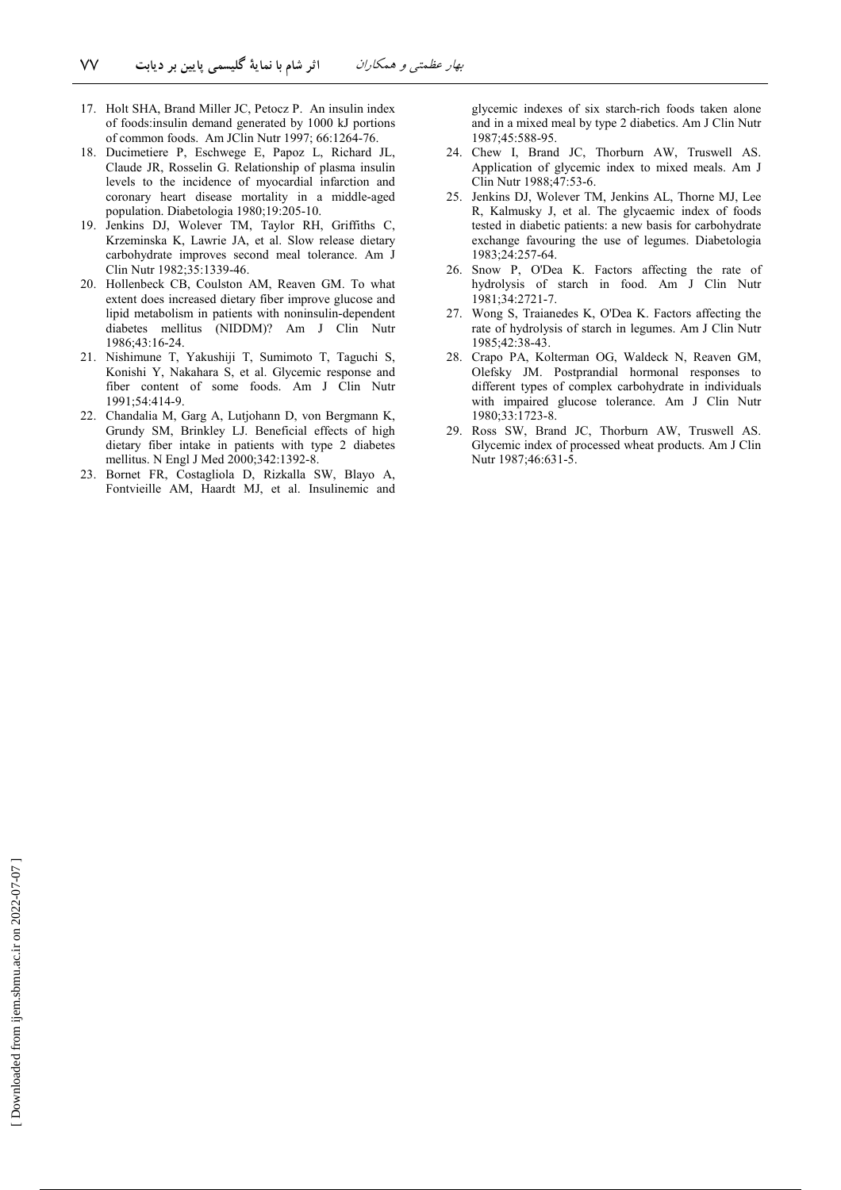17. Holt SHA, Brand Miller JC, Petocz P. An insulin index of foods:insulin demand generated by 1000 kJ portions of common foods. Am JClin Nutr 1997; 66:1264-76.
18. Ducimetiere P, Eschwege E, Papoz L, Richard JL, Claude JR, Rosselin G. Relationship of plasma insulin levels to the incidence of myocardial infarction and coronary heart disease mortality in a middle-aged population. Diabetologia 1980;19:205-10.
19. Jenkins DJ, Wolever TM, Taylor RH, Griffiths C, Krzeminska K, Lawrie JA, et al. Slow release dietary carbohydrate improves second meal tolerance. Am J Clin Nutr 1982;35:1339-46.
20. Hollenbeck CB, Coulston AM, Reaven GM. To what extent does increased dietary fiber improve glucose and lipid metabolism in patients with noninsulin-dependent diabetes mellitus (NIDDM)? Am J Clin Nutr 1986;43:16-24.
21. Nishimune T, Yakushiji T, Sumimoto T, Taguchi S, Konishi Y, Nakahara S, et al. Glycemic response and fiber content of some foods. Am J Clin Nutr 1991;54:414-9.
22. Chandalia M, Garg A, Lutjohann D, von Bergmann K, Grundy SM, Brinkley LJ. Beneficial effects of high dietary fiber intake in patients with type 2 diabetes mellitus. N Engl J Med 2000;342:1392-8.
23. Bornet FR, Costagliola D, Rizkalla SW, Blayo A, Fontvieille AM, Haardt MJ, et al. Insulinemic and glycemic indexes of six starch-rich foods taken alone and in a mixed meal by type 2 diabetics. Am J Clin Nutr 1987;45:588-95.
24. Chew I, Brand JC, Thorburn AW, Truswell AS. Application of glycemic index to mixed meals. Am J Clin Nutr 1988;47:53-6.
25. Jenkins DJ, Wolever TM, Jenkins AL, Thorne MJ, Lee R, Kalmusky J, et al. The glycaemic index of foods tested in diabetic patients: a new basis for carbohydrate exchange favouring the use of legumes. Diabetologia 1983;24:257-64.
26. Snow P, O'Dea K. Factors affecting the rate of hydrolysis of starch in food. Am J Clin Nutr 1981;34:2721-7.
27. Wong S, Traianedes K, O'Dea K. Factors affecting the rate of hydrolysis of starch in legumes. Am J Clin Nutr 1985;42:38-43.
28. Crapo PA, Kolterman OG, Waldeck N, Reaven GM, Olefsky JM. Postprandial hormonal responses to different types of complex carbohydrate in individuals with impaired glucose tolerance. Am J Clin Nutr 1980;33:1723-8.
29. Ross SW, Brand JC, Thorburn AW, Truswell AS. Glycemic index of processed wheat products. Am J Clin Nutr 1987;46:631-5.